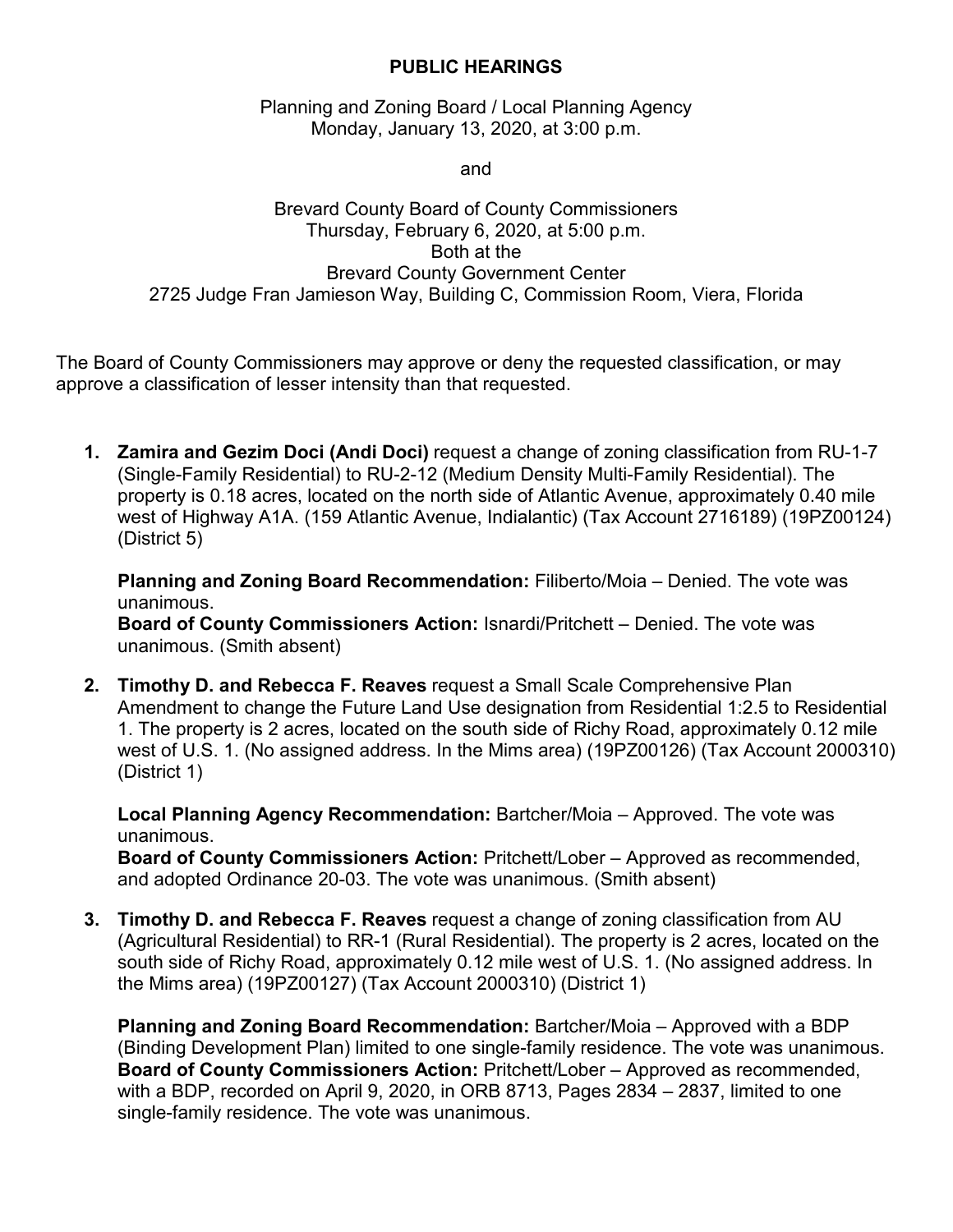# PUBLIC HEARINGS

Planning and Zoning Board / Local Planning Agency
Monday, January 13, 2020, at 3:00 p.m.

and

Brevard County Board of County Commissioners
Thursday, February 6, 2020, at 5:00 p.m.
Both at the
Brevard County Government Center
2725 Judge Fran Jamieson Way, Building C, Commission Room, Viera, Florida

The Board of County Commissioners may approve or deny the requested classification, or may approve a classification of lesser intensity than that requested.

1. **Zamira and Gezim Doci (Andi Doci)** request a change of zoning classification from RU-1-7 (Single-Family Residential) to RU-2-12 (Medium Density Multi-Family Residential). The property is 0.18 acres, located on the north side of Atlantic Avenue, approximately 0.40 mile west of Highway A1A. (159 Atlantic Avenue, Indialantic) (Tax Account 2716189) (19PZ00124) (District 5)

   **Planning and Zoning Board Recommendation:** Filiberto/Moia – Denied. The vote was unanimous.
   **Board of County Commissioners Action:** Isnardi/Pritchett – Denied. The vote was unanimous. (Smith absent)

2. **Timothy D. and Rebecca F. Reaves** request a Small Scale Comprehensive Plan Amendment to change the Future Land Use designation from Residential 1:2.5 to Residential 1. The property is 2 acres, located on the south side of Richy Road, approximately 0.12 mile west of U.S. 1. (No assigned address. In the Mims area) (19PZ00126) (Tax Account 2000310) (District 1)

   **Local Planning Agency Recommendation:** Bartcher/Moia – Approved. The vote was unanimous.
   **Board of County Commissioners Action:** Pritchett/Lober – Approved as recommended, and adopted Ordinance 20-03. The vote was unanimous. (Smith absent)

3. **Timothy D. and Rebecca F. Reaves** request a change of zoning classification from AU (Agricultural Residential) to RR-1 (Rural Residential). The property is 2 acres, located on the south side of Richy Road, approximately 0.12 mile west of U.S. 1. (No assigned address. In the Mims area) (19PZ00127) (Tax Account 2000310) (District 1)

   **Planning and Zoning Board Recommendation:** Bartcher/Moia – Approved with a BDP (Binding Development Plan) limited to one single-family residence. The vote was unanimous.
   **Board of County Commissioners Action:** Pritchett/Lober – Approved as recommended, with a BDP, recorded on April 9, 2020, in ORB 8713, Pages 2834 – 2837, limited to one single-family residence. The vote was unanimous.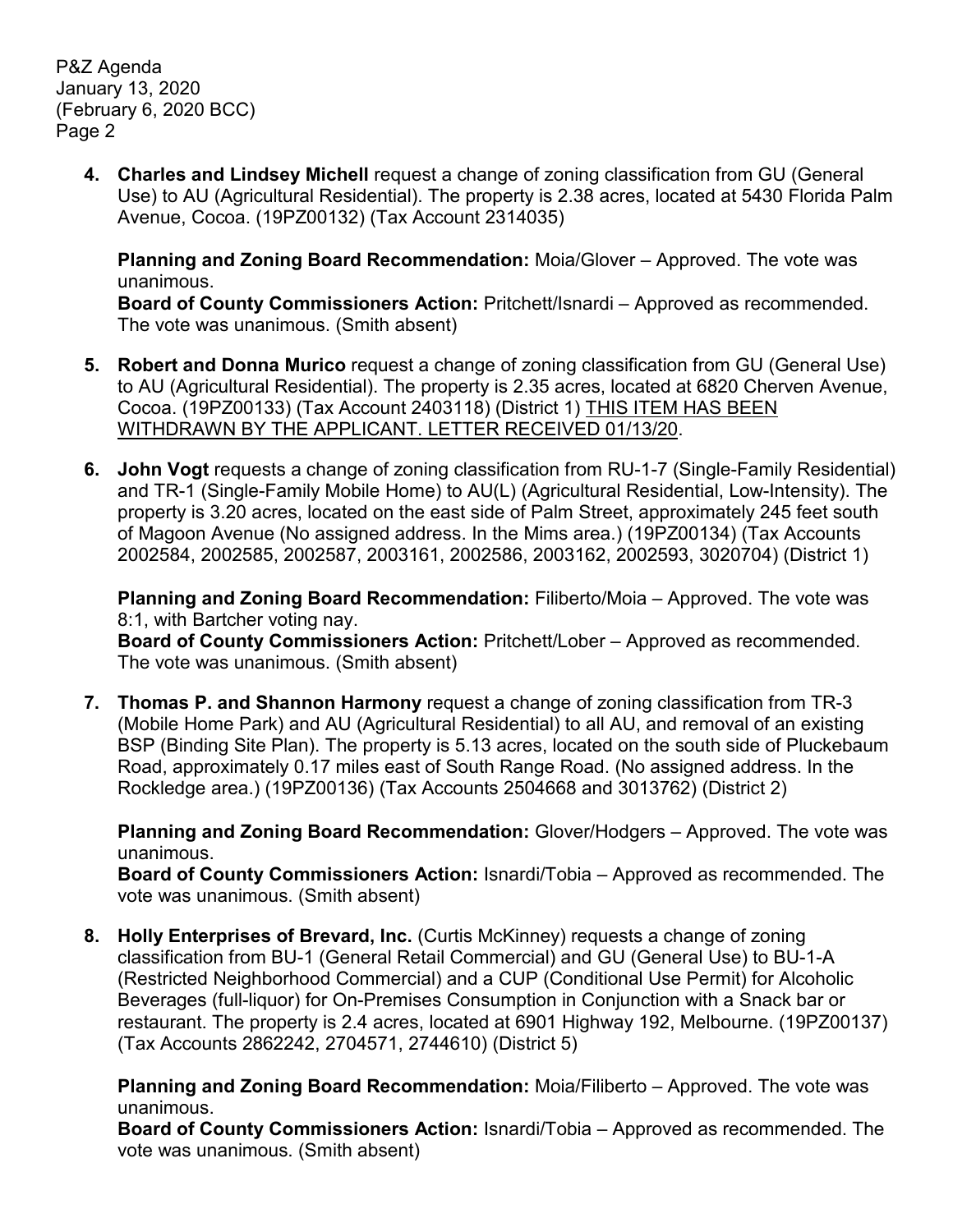4. **Charles and Lindsey Michell** request a change of zoning classification from GU (General Use) to AU (Agricultural Residential). The property is 2.38 acres, located at 5430 Florida Palm Avenue, Cocoa. (19PZ00132) (Tax Account 2314035)

   **Planning and Zoning Board Recommendation:** Moia/Glover – Approved. The vote was unanimous.
   **Board of County Commissioners Action:** Pritchett/Isnardi – Approved as recommended. The vote was unanimous. (Smith absent)

5. **Robert and Donna Murico** request a change of zoning classification from GU (General Use) to AU (Agricultural Residential). The property is 2.35 acres, located at 6820 Cherven Avenue, Cocoa. (19PZ00133) (Tax Account 2403118) (District 1) <u>THIS ITEM HAS BEEN WITHDRAWN BY THE APPLICANT. LETTER RECEIVED 01/13/20</u>.

6. **John Vogt** requests a change of zoning classification from RU-1-7 (Single-Family Residential) and TR-1 (Single-Family Mobile Home) to AU(L) (Agricultural Residential, Low-Intensity). The property is 3.20 acres, located on the east side of Palm Street, approximately 245 feet south of Magoon Avenue (No assigned address. In the Mims area.) (19PZ00134) (Tax Accounts 2002584, 2002585, 2002587, 2003161, 2002586, 2003162, 2002593, 3020704) (District 1)

   **Planning and Zoning Board Recommendation:** Filiberto/Moia – Approved. The vote was 8:1, with Bartcher voting nay.
   **Board of County Commissioners Action:** Pritchett/Lober – Approved as recommended. The vote was unanimous. (Smith absent)

7. **Thomas P. and Shannon Harmony** request a change of zoning classification from TR-3 (Mobile Home Park) and AU (Agricultural Residential) to all AU, and removal of an existing BSP (Binding Site Plan). The property is 5.13 acres, located on the south side of Pluckebaum Road, approximately 0.17 miles east of South Range Road. (No assigned address. In the Rockledge area.) (19PZ00136) (Tax Accounts 2504668 and 3013762) (District 2)

   **Planning and Zoning Board Recommendation:** Glover/Hodgers – Approved. The vote was unanimous.
   **Board of County Commissioners Action:** Isnardi/Tobia – Approved as recommended. The vote was unanimous. (Smith absent)

8. **Holly Enterprises of Brevard, Inc.** (Curtis McKinney) requests a change of zoning classification from BU-1 (General Retail Commercial) and GU (General Use) to BU-1-A (Restricted Neighborhood Commercial) and a CUP (Conditional Use Permit) for Alcoholic Beverages (full-liquor) for On-Premises Consumption in Conjunction with a Snack bar or restaurant. The property is 2.4 acres, located at 6901 Highway 192, Melbourne. (19PZ00137) (Tax Accounts 2862242, 2704571, 2744610) (District 5)

   **Planning and Zoning Board Recommendation:** Moia/Filiberto – Approved. The vote was unanimous.
   **Board of County Commissioners Action:** Isnardi/Tobia – Approved as recommended. The vote was unanimous. (Smith absent)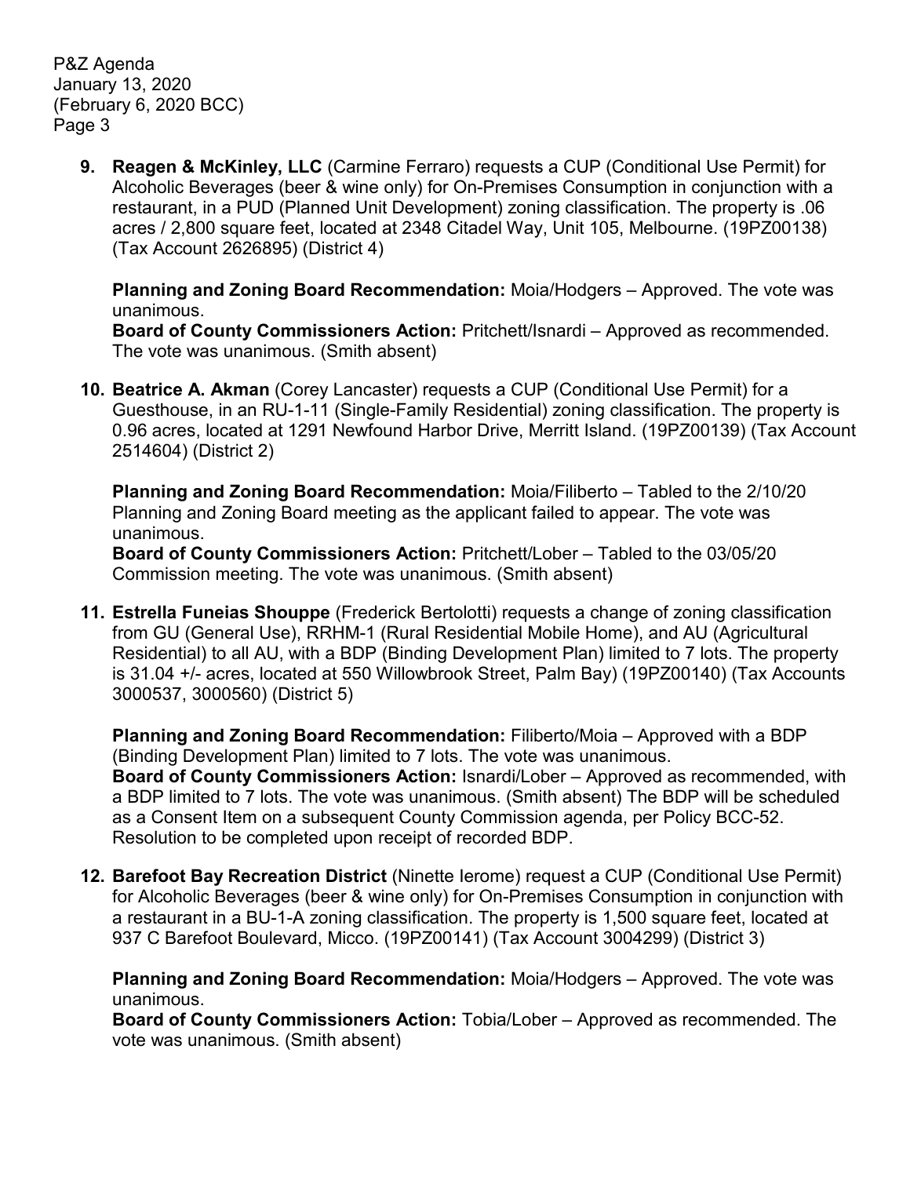9. **Reagen & McKinley, LLC** (Carmine Ferraro) requests a CUP (Conditional Use Permit) for Alcoholic Beverages (beer & wine only) for On-Premises Consumption in conjunction with a restaurant, in a PUD (Planned Unit Development) zoning classification. The property is .06 acres / 2,800 square feet, located at 2348 Citadel Way, Unit 105, Melbourne. (19PZ00138) (Tax Account 2626895) (District 4)

   **Planning and Zoning Board Recommendation:** Moia/Hodgers – Approved. The vote was unanimous.
   **Board of County Commissioners Action:** Pritchett/Isnardi – Approved as recommended. The vote was unanimous. (Smith absent)

10. **Beatrice A. Akman** (Corey Lancaster) requests a CUP (Conditional Use Permit) for a Guesthouse, in an RU-1-11 (Single-Family Residential) zoning classification. The property is 0.96 acres, located at 1291 Newfound Harbor Drive, Merritt Island. (19PZ00139) (Tax Account 2514604) (District 2)

    **Planning and Zoning Board Recommendation:** Moia/Filiberto – Tabled to the 2/10/20 Planning and Zoning Board meeting as the applicant failed to appear. The vote was unanimous.
    **Board of County Commissioners Action:** Pritchett/Lober – Tabled to the 03/05/20 Commission meeting. The vote was unanimous. (Smith absent)

11. **Estrella Funeias Shouppe** (Frederick Bertolotti) requests a change of zoning classification from GU (General Use), RRHM-1 (Rural Residential Mobile Home), and AU (Agricultural Residential) to all AU, with a BDP (Binding Development Plan) limited to 7 lots. The property is 31.04 +/- acres, located at 550 Willowbrook Street, Palm Bay) (19PZ00140) (Tax Accounts 3000537, 3000560) (District 5)

    **Planning and Zoning Board Recommendation:** Filiberto/Moia – Approved with a BDP (Binding Development Plan) limited to 7 lots. The vote was unanimous.
    **Board of County Commissioners Action:** Isnardi/Lober – Approved as recommended, with a BDP limited to 7 lots. The vote was unanimous. (Smith absent) The BDP will be scheduled as a Consent Item on a subsequent County Commission agenda, per Policy BCC-52. Resolution to be completed upon receipt of recorded BDP.

12. **Barefoot Bay Recreation District** (Ninette Ierome) request a CUP (Conditional Use Permit) for Alcoholic Beverages (beer & wine only) for On-Premises Consumption in conjunction with a restaurant in a BU-1-A zoning classification. The property is 1,500 square feet, located at 937 C Barefoot Boulevard, Micco. (19PZ00141) (Tax Account 3004299) (District 3)

    **Planning and Zoning Board Recommendation:** Moia/Hodgers – Approved. The vote was unanimous.
    **Board of County Commissioners Action:** Tobia/Lober – Approved as recommended. The vote was unanimous. (Smith absent)